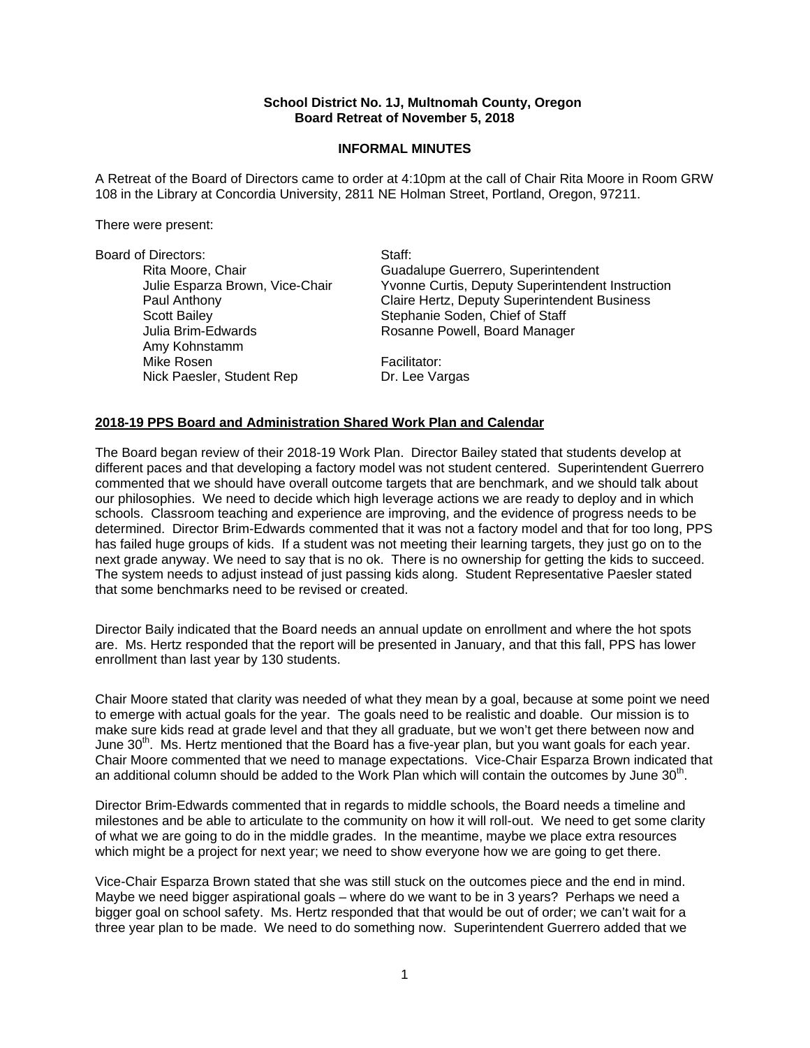**School District No. 1J, Multnomah County, Oregon**
**Board Retreat of November 5, 2018**

**INFORMAL MINUTES**

A Retreat of the Board of Directors came to order at 4:10pm at the call of Chair Rita Moore in Room GRW 108 in the Library at Concordia University, 2811 NE Holman Street, Portland, Oregon, 97211.

There were present:

| Board of Directors: | Staff: |
|---|---|
| Rita Moore, Chair | Guadalupe Guerrero, Superintendent |
| Julie Esparza Brown, Vice-Chair | Yvonne Curtis, Deputy Superintendent Instruction |
| Paul Anthony | Claire Hertz, Deputy Superintendent Business |
| Scott Bailey | Stephanie Soden, Chief of Staff |
| Julia Brim-Edwards | Rosanne Powell, Board Manager |
| Amy Kohnstamm | |
| Mike Rosen | Facilitator: |
| Nick Paesler, Student Rep | Dr. Lee Vargas |

**2018-19 PPS Board and Administration Shared Work Plan and Calendar**

The Board began review of their 2018-19 Work Plan. Director Bailey stated that students develop at different paces and that developing a factory model was not student centered. Superintendent Guerrero commented that we should have overall outcome targets that are benchmark, and we should talk about our philosophies. We need to decide which high leverage actions we are ready to deploy and in which schools. Classroom teaching and experience are improving, and the evidence of progress needs to be determined. Director Brim-Edwards commented that it was not a factory model and that for too long, PPS has failed huge groups of kids. If a student was not meeting their learning targets, they just go on to the next grade anyway. We need to say that is no ok. There is no ownership for getting the kids to succeed. The system needs to adjust instead of just passing kids along. Student Representative Paesler stated that some benchmarks need to be revised or created.

Director Baily indicated that the Board needs an annual update on enrollment and where the hot spots are. Ms. Hertz responded that the report will be presented in January, and that this fall, PPS has lower enrollment than last year by 130 students.

Chair Moore stated that clarity was needed of what they mean by a goal, because at some point we need to emerge with actual goals for the year. The goals need to be realistic and doable. Our mission is to make sure kids read at grade level and that they all graduate, but we won't get there between now and June 30th. Ms. Hertz mentioned that the Board has a five-year plan, but you want goals for each year. Chair Moore commented that we need to manage expectations. Vice-Chair Esparza Brown indicated that an additional column should be added to the Work Plan which will contain the outcomes by June 30th.

Director Brim-Edwards commented that in regards to middle schools, the Board needs a timeline and milestones and be able to articulate to the community on how it will roll-out. We need to get some clarity of what we are going to do in the middle grades. In the meantime, maybe we place extra resources which might be a project for next year; we need to show everyone how we are going to get there.

Vice-Chair Esparza Brown stated that she was still stuck on the outcomes piece and the end in mind. Maybe we need bigger aspirational goals – where do we want to be in 3 years? Perhaps we need a bigger goal on school safety. Ms. Hertz responded that that would be out of order; we can't wait for a three year plan to be made. We need to do something now. Superintendent Guerrero added that we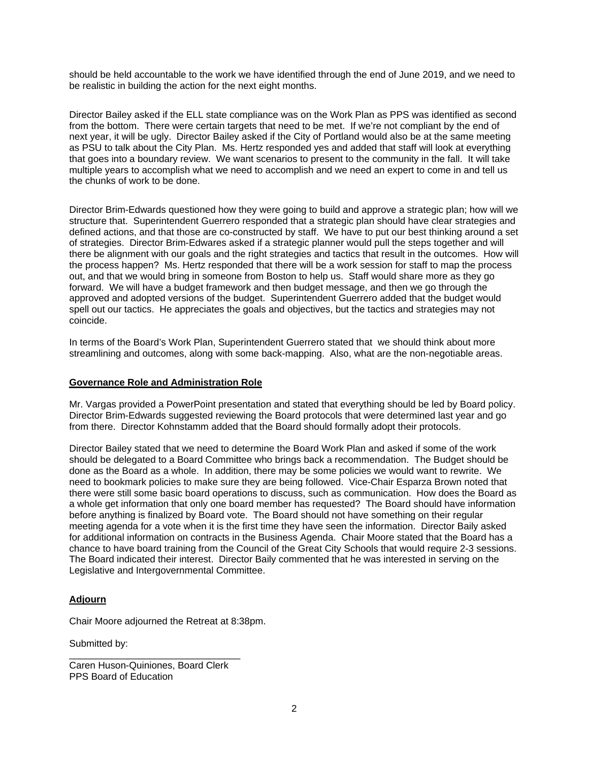should be held accountable to the work we have identified through the end of June 2019, and we need to be realistic in building the action for the next eight months.

Director Bailey asked if the ELL state compliance was on the Work Plan as PPS was identified as second from the bottom. There were certain targets that need to be met. If we're not compliant by the end of next year, it will be ugly. Director Bailey asked if the City of Portland would also be at the same meeting as PSU to talk about the City Plan. Ms. Hertz responded yes and added that staff will look at everything that goes into a boundary review. We want scenarios to present to the community in the fall. It will take multiple years to accomplish what we need to accomplish and we need an expert to come in and tell us the chunks of work to be done.

Director Brim-Edwards questioned how they were going to build and approve a strategic plan; how will we structure that. Superintendent Guerrero responded that a strategic plan should have clear strategies and defined actions, and that those are co-constructed by staff. We have to put our best thinking around a set of strategies. Director Brim-Edwares asked if a strategic planner would pull the steps together and will there be alignment with our goals and the right strategies and tactics that result in the outcomes. How will the process happen? Ms. Hertz responded that there will be a work session for staff to map the process out, and that we would bring in someone from Boston to help us. Staff would share more as they go forward. We will have a budget framework and then budget message, and then we go through the approved and adopted versions of the budget. Superintendent Guerrero added that the budget would spell out our tactics. He appreciates the goals and objectives, but the tactics and strategies may not coincide.

In terms of the Board's Work Plan, Superintendent Guerrero stated that we should think about more streamlining and outcomes, along with some back-mapping. Also, what are the non-negotiable areas.

**Governance Role and Administration Role**

Mr. Vargas provided a PowerPoint presentation and stated that everything should be led by Board policy. Director Brim-Edwards suggested reviewing the Board protocols that were determined last year and go from there. Director Kohnstamm added that the Board should formally adopt their protocols.

Director Bailey stated that we need to determine the Board Work Plan and asked if some of the work should be delegated to a Board Committee who brings back a recommendation. The Budget should be done as the Board as a whole. In addition, there may be some policies we would want to rewrite. We need to bookmark policies to make sure they are being followed. Vice-Chair Esparza Brown noted that there were still some basic board operations to discuss, such as communication. How does the Board as a whole get information that only one board member has requested? The Board should have information before anything is finalized by Board vote. The Board should not have something on their regular meeting agenda for a vote when it is the first time they have seen the information. Director Baily asked for additional information on contracts in the Business Agenda. Chair Moore stated that the Board has a chance to have board training from the Council of the Great City Schools that would require 2-3 sessions. The Board indicated their interest. Director Baily commented that he was interested in serving on the Legislative and Intergovernmental Committee.

**Adjourn**

Chair Moore adjourned the Retreat at 8:38pm.

Submitted by:

\_\_\_\_\_\_\_\_\_\_\_\_\_\_\_\_\_\_\_\_\_\_\_\_\_\_\_\_\_\_\_\_
Caren Huson-Quiniones, Board Clerk
PPS Board of Education